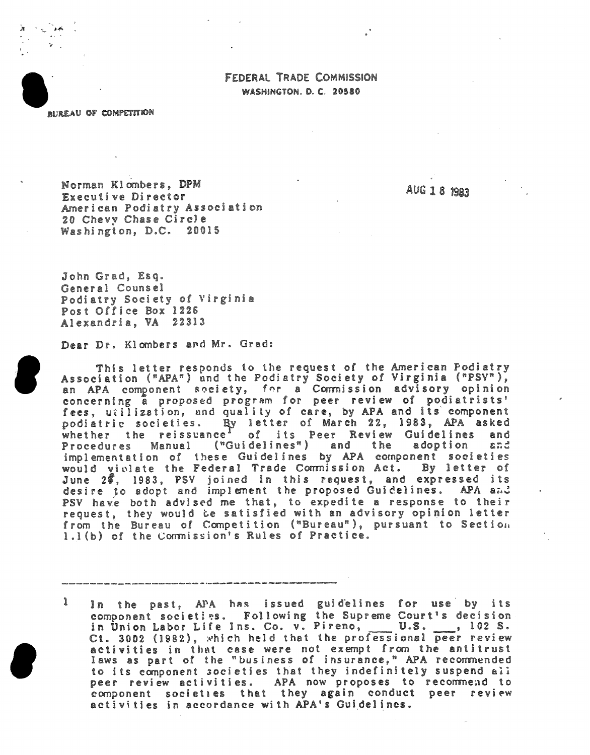FEDERAL TRADE COMMISSION
WASHINGTON, D.C. 20580

BUREAU OF COMPETITION

Norman Klombers, DPM
Executive Director
American Podiatry Association
20 Chevy Chase Circle
Washington, D.C. 20015

AUG 18 1983

John Grad, Esq.
General Counsel
Podiatry Society of Virginia
Post Office Box 1226
Alexandria, VA 22313

Dear Dr. Klombers and Mr. Grad:

This letter responds to the request of the American Podiatry Association ("APA") and the Podiatry Society of Virginia ("PSV"), an APA component society, for a Commission advisory opinion concerning a proposed program for peer review of podiatrists' fees, utilization, and quality of care, by APA and its component podiatric societies. By letter of March 22, 1983, APA asked whether the reissuance[1] of its Peer Review Guidelines and Procedures Manual ("Guidelines") and the adoption and implementation of these Guidelines by APA component societies would violate the Federal Trade Commission Act. By letter of June 2?, 1983, PSV joined in this request, and expressed its desire to adopt and implement the proposed Guidelines. APA and PSV have both advised me that, to expedite a response to their request, they would be satisfied with an advisory opinion letter from the Bureau of Competition ("Bureau"), pursuant to Section 1.1(b) of the Commission's Rules of Practice.

---

1 In the past, APA has issued guidelines for use by its component societies. Following the Supreme Court's decision in Union Labor Life Ins. Co. v. Pireno, \_\_\_ U.S. \_\_\_, 102 S. Ct. 3002 (1982), which held that the professional peer review activities in that case were not exempt from the antitrust laws as part of the "business of insurance," APA recommended to its component societies that they indefinitely suspend all peer review activities. APA now proposes to recommend to component societies that they again conduct peer review activities in accordance with APA's Guidelines.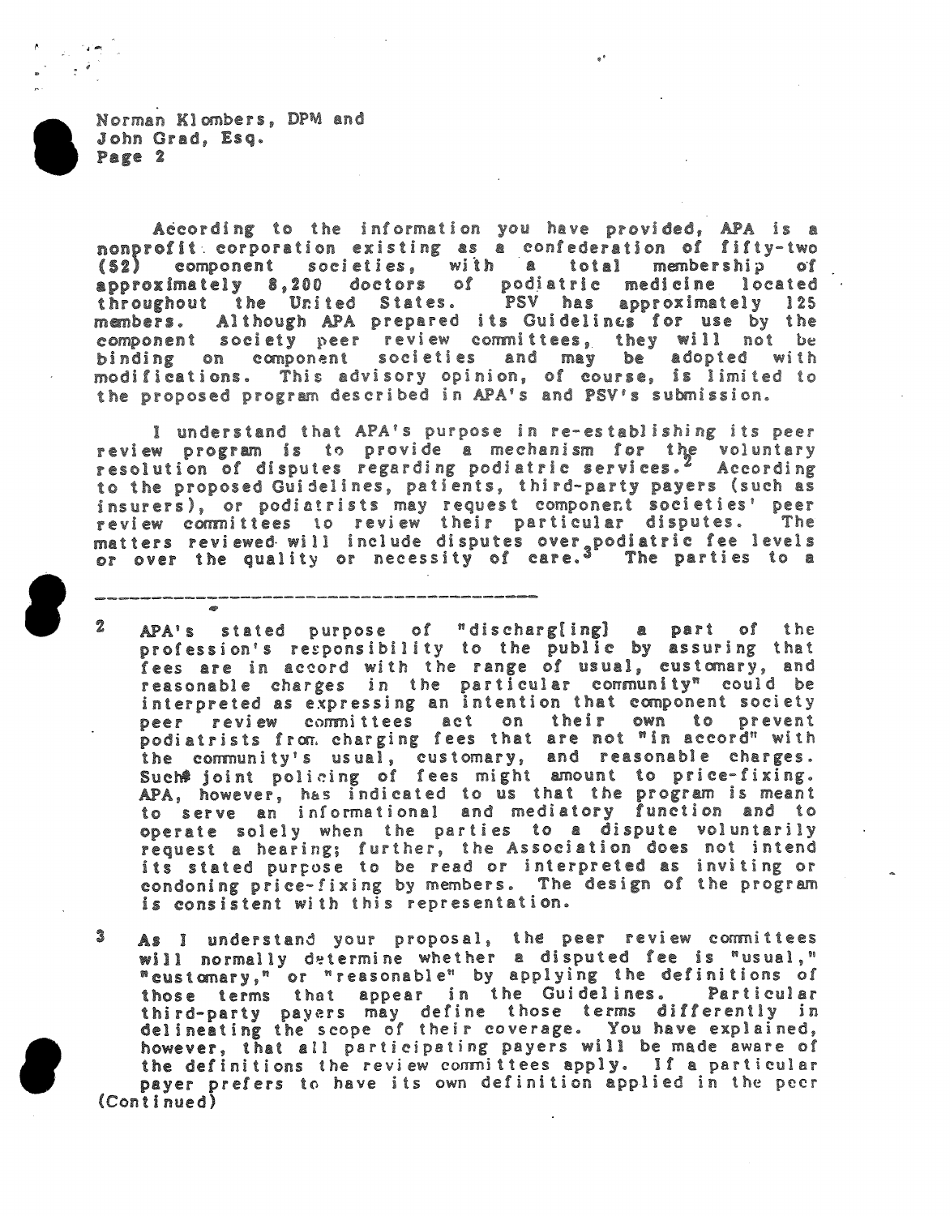Norman Klombers, DPM and
John Grad, Esq.
Page 2

According to the information you have provided, APA is a nonprofit corporation existing as a confederation of fifty-two (52) component societies, with a total membership of approximately 8,200 doctors of podiatric medicine located throughout the United States. PSV has approximately 125 members. Although APA prepared its Guidelines for use by the component society peer review committees, they will not be binding on component societies and may be adopted with modifications. This advisory opinion, of course, is limited to the proposed program described in APA's and PSV's submission.

I understand that APA's purpose in re-establishing its peer review program is to provide a mechanism for the voluntary resolution of disputes regarding podiatric services.[2] According to the proposed Guidelines, patients, third-party payers (such as insurers), or podiatrists may request component societies' peer review committees to review their particular disputes. The matters reviewed will include disputes over podiatric fee levels or over the quality or necessity of care.[3] The parties to a

---

2 APA's stated purpose of "discharg[ing] a part of the profession's responsibility to the public by assuring that fees are in accord with the range of usual, customary, and reasonable charges in the particular community" could be interpreted as expressing an intention that component society peer review committees act on their own to prevent podiatrists from charging fees that are not "in accord" with the community's usual, customary, and reasonable charges. Such joint policing of fees might amount to price-fixing. APA, however, has indicated to us that the program is meant to serve an informational and mediatory function and to operate solely when the parties to a dispute voluntarily request a hearing; further, the Association does not intend its stated purpose to be read or interpreted as inviting or condoning price-fixing by members. The design of the program is consistent with this representation.

3 As I understand your proposal, the peer review committees will normally determine whether a disputed fee is "usual," "customary," or "reasonable" by applying the definitions of those terms that appear in the Guidelines. Particular third-party payers may define those terms differently in delineating the scope of their coverage. You have explained, however, that all participating payers will be made aware of the definitions the review committees apply. If a particular payer prefers to have its own definition applied in the peer (Continued)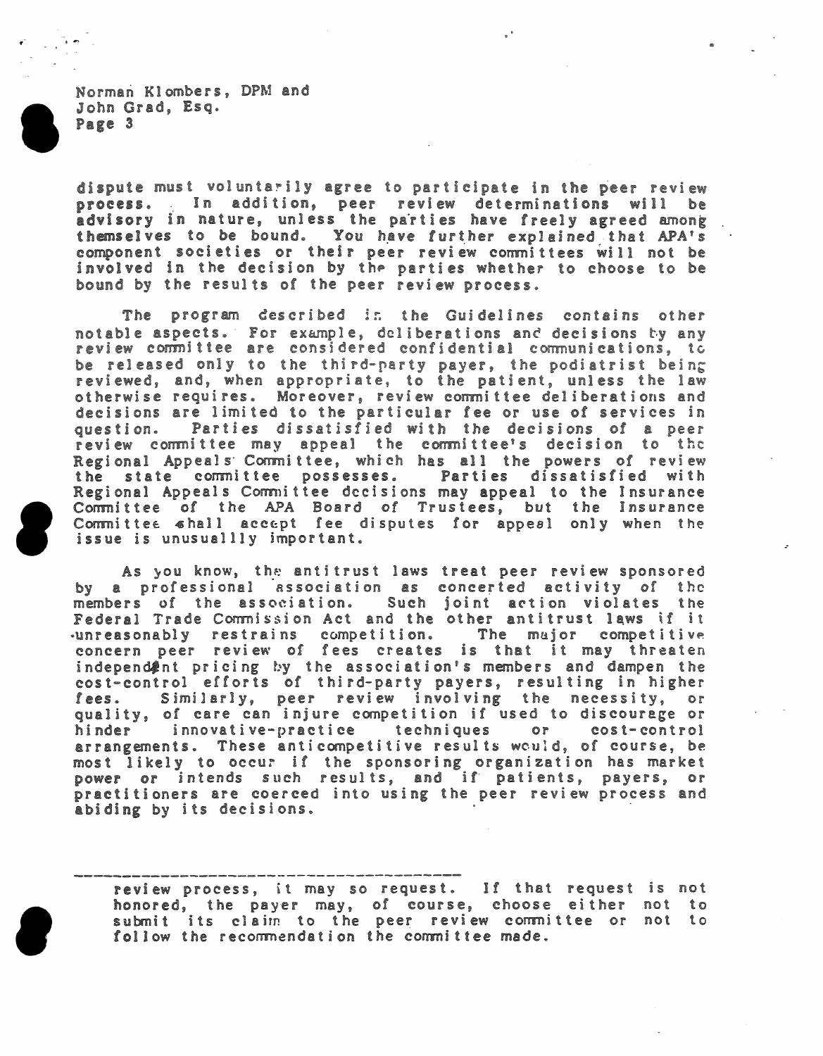dispute must voluntarily agree to participate in the peer review process. In addition, peer review determinations will be advisory in nature, unless the parties have freely agreed among themselves to be bound. You have further explained that APA's component societies or their peer review committees will not be involved in the decision by the parties whether to choose to be bound by the results of the peer review process.

The program described in the Guidelines contains other notable aspects. For example, deliberations and decisions by any review committee are considered confidential communications, to be released only to the third-party payer, the podiatrist being reviewed, and, when appropriate, to the patient, unless the law otherwise requires. Moreover, review committee deliberations and decisions are limited to the particular fee or use of services in question. Parties dissatisfied with the decisions of a peer review committee may appeal the committee's decision to the Regional Appeals Committee, which has all the powers of review the state committee possesses. Parties dissatisfied with Regional Appeals Committee decisions may appeal to the Insurance Committee of the APA Board of Trustees, but the Insurance Committee shall accept fee disputes for appeal only when the issue is unusuallly important.

As you know, the antitrust laws treat peer review sponsored by a professional association as concerted activity of the members of the association. Such joint action violates the Federal Trade Commission Act and the other antitrust laws if it unreasonably restrains competition. The major competitive concern peer review of fees creates is that it may threaten independent pricing by the association's members and dampen the cost-control efforts of third-party payers, resulting in higher fees. Similarly, peer review involving the necessity, or quality, of care can injure competition if used to discourage or hinder innovative-practice techniques or cost-control arrangements. These anticompetitive results would, of course, be most likely to occur if the sponsoring organization has market power or intends such results, and if patients, payers, or practitioners are coerced into using the peer review process and abiding by its decisions.

---

review process, it may so request. If that request is not honored, the payer may, of course, choose either not to submit its claim to the peer review committee or not to follow the recommendation the committee made.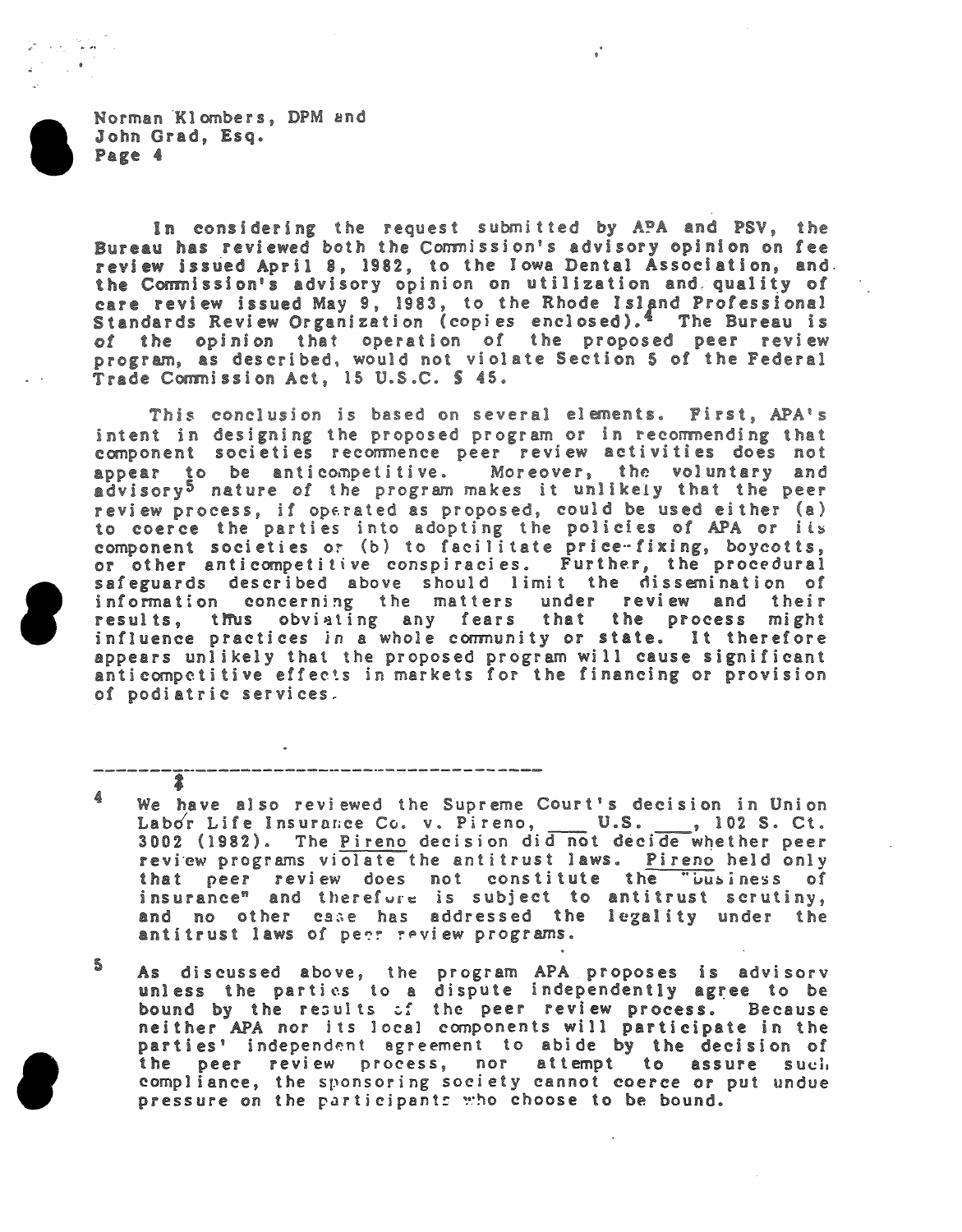In considering the request submitted by APA and PSV, the Bureau has reviewed both the Commission's advisory opinion on fee review issued April 8, 1982, to the Iowa Dental Association, and the Commission's advisory opinion on utilization and quality of care review issued May 9, 1983, to the Rhode Island Professional Standards Review Organization (copies enclosed).[4] The Bureau is of the opinion that operation of the proposed peer review program, as described, would not violate Section 5 of the Federal Trade Commission Act, 15 U.S.C. § 45.

This conclusion is based on several elements. First, APA's intent in designing the proposed program or in recommending that component societies recommence peer review activities does not appear to be anticompetitive. Moreover, the voluntary and advisory[5] nature of the program makes it unlikely that the peer review process, if operated as proposed, could be used either (a) to coerce the parties into adopting the policies of APA or its component societies or (b) to facilitate price-fixing, boycotts, or other anticompetitive conspiracies. Further, the procedural safeguards described above should limit the dissemination of information concerning the matters under review and their results, thus obviating any fears that the process might influence practices in a whole community or state. It therefore appears unlikely that the proposed program will cause significant anticompetitive effects in markets for the financing or provision of podiatric services.

---

[4] We have also reviewed the Supreme Court's decision in Union Labor Life Insurance Co. v. Pireno, ___ U.S. ___, 102 S. Ct. 3002 (1982). The Pireno decision did not decide whether peer review programs violate the antitrust laws. Pireno held only that peer review does not constitute the "business of insurance" and therefore is subject to antitrust scrutiny, and no other case has addressed the legality under the antitrust laws of peer review programs.

[5] As discussed above, the program APA proposes is advisory unless the parties to a dispute independently agree to be bound by the results of the peer review process. Because neither APA nor its local components will participate in the parties' independent agreement to abide by the decision of the peer review process, nor attempt to assure such compliance, the sponsoring society cannot coerce or put undue pressure on the participants who choose to be bound.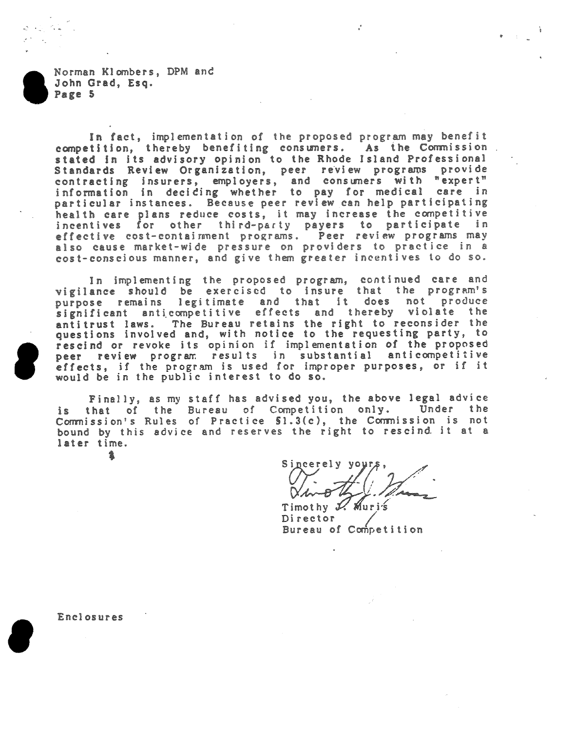Norman Klombers, DPM and
John Grad, Esq.
Page 5

In fact, implementation of the proposed program may benefit competition, thereby benefiting consumers. As the Commission stated in its advisory opinion to the Rhode Island Professional Standards Review Organization, peer review programs provide contracting insurers, employers, and consumers with "expert" information in deciding whether to pay for medical care in particular instances. Because peer review can help participating health care plans reduce costs, it may increase the competitive incentives for other third-party payers to participate in effective cost-containment programs. Peer review programs may also cause market-wide pressure on providers to practice in a cost-conscious manner, and give them greater incentives to do so.

In implementing the proposed program, continued care and vigilance should be exercised to insure that the program's purpose remains legitimate and that it does not produce significant anticompetitive effects and thereby violate the antitrust laws. The Bureau retains the right to reconsider the questions involved and, with notice to the requesting party, to rescind or revoke its opinion if implementation of the proposed peer review program results in substantial anticompetitive effects, if the program is used for improper purposes, or if it would be in the public interest to do so.

Finally, as my staff has advised you, the above legal advice is that of the Bureau of Competition only. Under the Commission's Rules of Practice §1.3(c), the Commission is not bound by this advice and reserves the right to rescind it at a later time.

Sincerely yours,

Timothy J. Muris
Director
Bureau of Competition

Enclosures